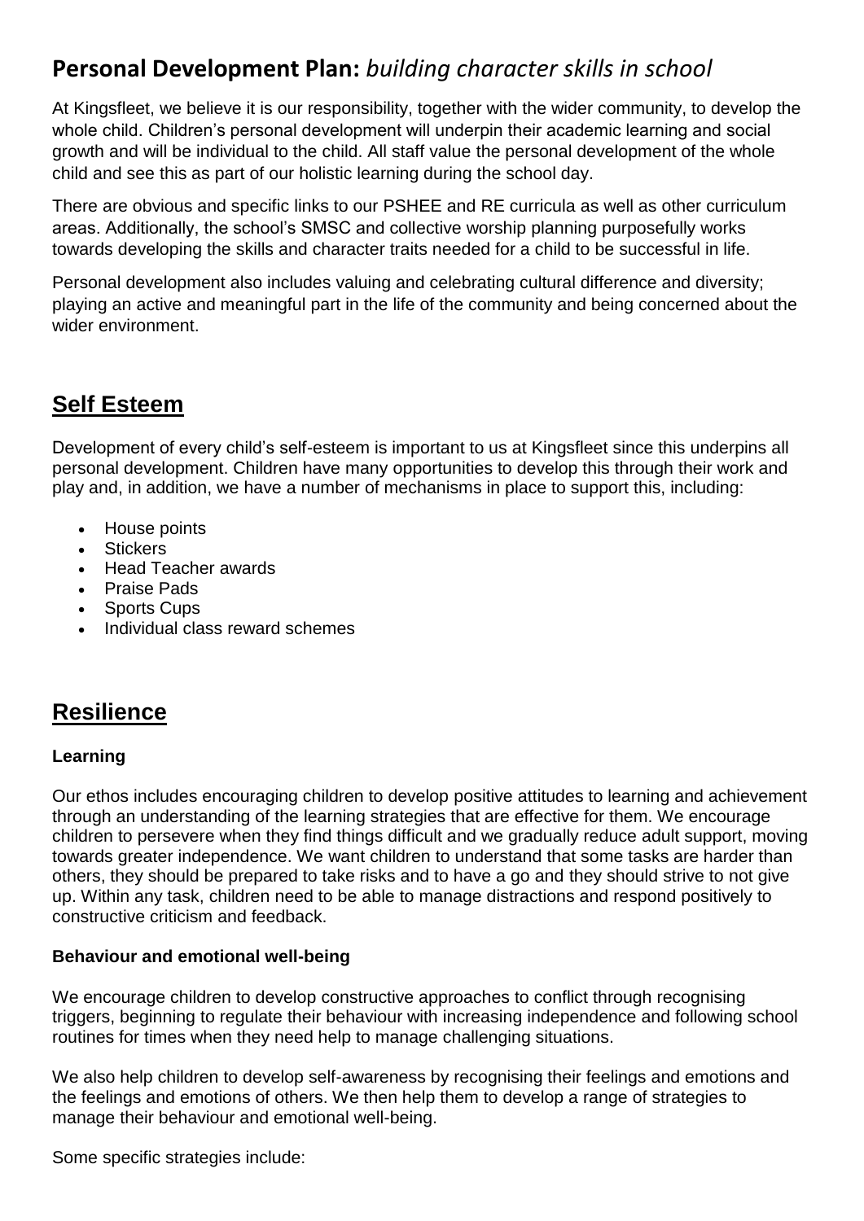# **Personal Development Plan:** *building character skills in school*

At Kingsfleet, we believe it is our responsibility, together with the wider community, to develop the whole child. Children's personal development will underpin their academic learning and social growth and will be individual to the child. All staff value the personal development of the whole child and see this as part of our holistic learning during the school day.

There are obvious and specific links to our PSHEE and RE curricula as well as other curriculum areas. Additionally, the school's SMSC and collective worship planning purposefully works towards developing the skills and character traits needed for a child to be successful in life.

Personal development also includes valuing and celebrating cultural difference and diversity; playing an active and meaningful part in the life of the community and being concerned about the wider environment.

## Self Esteem

Development of every child's self-esteem is important to us at Kingsfleet since this underpins all personal development. Children have many opportunities to develop this through their work and play and, in addition, we have a number of mechanisms in place to support this, including:

- House points
- Stickers
- Head Teacher awards
- Praise Pads
- Sports Cups
- Individual class reward schemes

## Resilience

### Learning

Our ethos includes encouraging children to develop positive attitudes to learning and achievement through an understanding of the learning strategies that are effective for them. We encourage children to persevere when they find things difficult and we gradually reduce adult support, moving towards greater independence. We want children to understand that some tasks are harder than others, they should be prepared to take risks and to have a go and they should strive to not give up. Within any task, children need to be able to manage distractions and respond positively to constructive criticism and feedback.

### Behaviour and emotional well-being

We encourage children to develop constructive approaches to conflict through recognising triggers, beginning to regulate their behaviour with increasing independence and following school routines for times when they need help to manage challenging situations.

We also help children to develop self-awareness by recognising their feelings and emotions and the feelings and emotions of others. We then help them to develop a range of strategies to manage their behaviour and emotional well-being.

Some specific strategies include: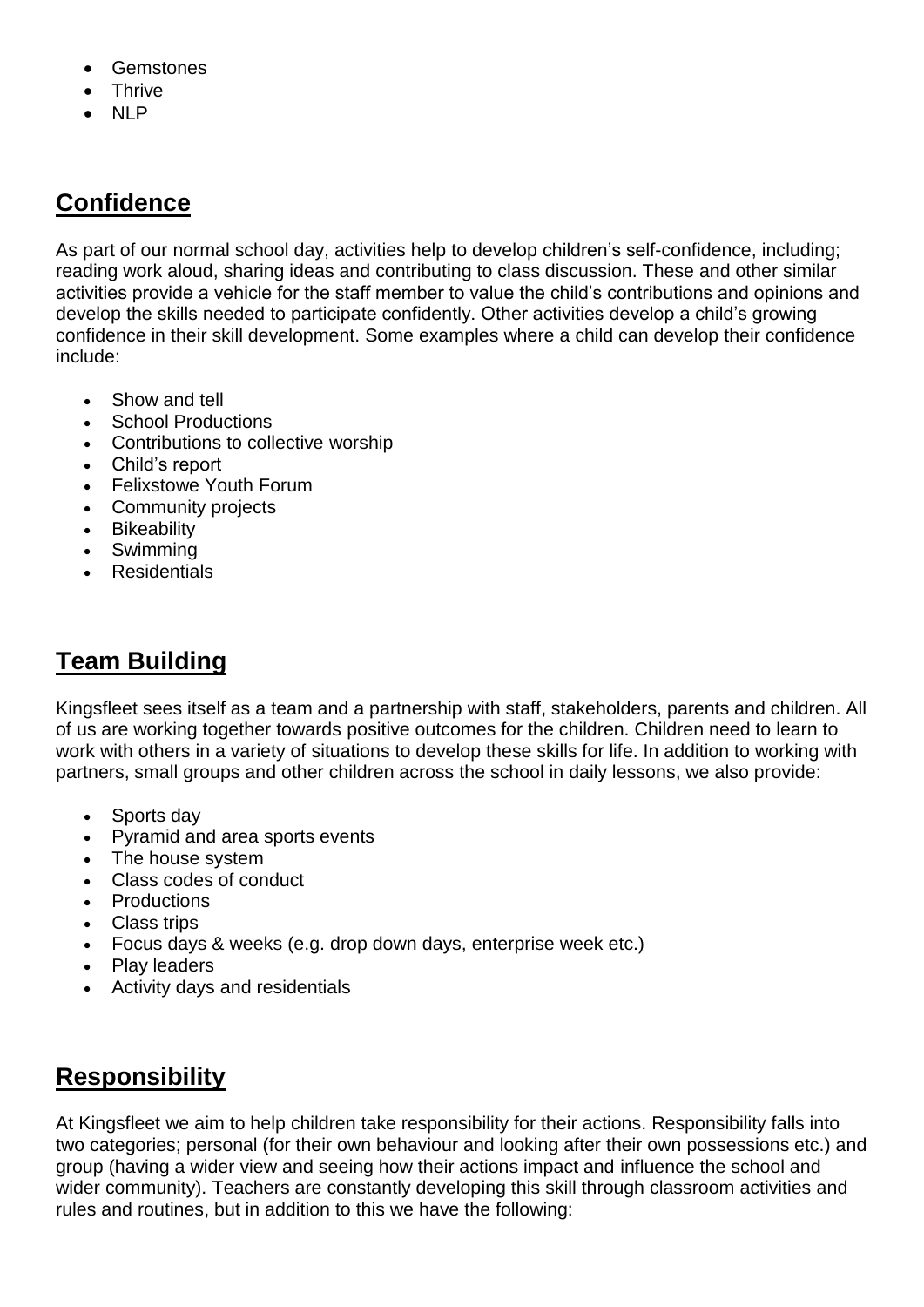- Gemstones
- Thrive
- NLP

## Confidence

As part of our normal school day, activities help to develop children's self-confidence, including; reading work aloud, sharing ideas and contributing to class discussion. These and other similar activities provide a vehicle for the staff member to value the child's contributions and opinions and develop the skills needed to participate confidently. Other activities develop a child's growing confidence in their skill development. Some examples where a child can develop their confidence include:

- Show and tell
- School Productions
- Contributions to collective worship
- Child's report
- Felixstowe Youth Forum
- Community projects
- Bikeability
- Swimming
- Residentials

## Team Building

Kingsfleet sees itself as a team and a partnership with staff, stakeholders, parents and children. All of us are working together towards positive outcomes for the children. Children need to learn to work with others in a variety of situations to develop these skills for life. In addition to working with partners, small groups and other children across the school in daily lessons, we also provide:

- Sports day
- Pyramid and area sports events
- The house system
- Class codes of conduct
- Productions
- Class trips
- Focus days & weeks (e.g. drop down days, enterprise week etc.)
- Play leaders
- Activity days and residentials

## Responsibility

At Kingsfleet we aim to help children take responsibility for their actions. Responsibility falls into two categories; personal (for their own behaviour and looking after their own possessions etc.) and group (having a wider view and seeing how their actions impact and influence the school and wider community). Teachers are constantly developing this skill through classroom activities and rules and routines, but in addition to this we have the following: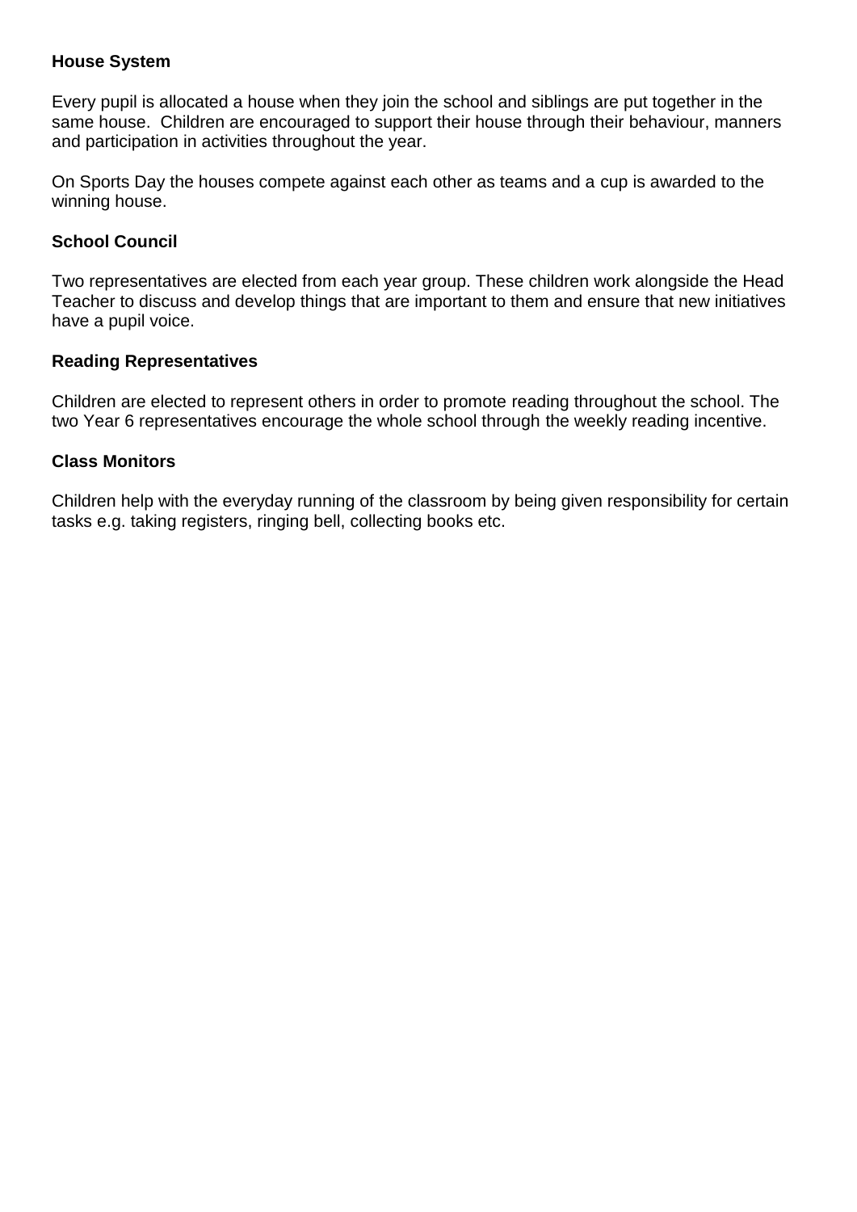**House System**

Every pupil is allocated a house when they join the school and siblings are put together in the same house. Children are encouraged to support their house through their behaviour, manners and participation in activities throughout the year.

On Sports Day the houses compete against each other as teams and a cup is awarded to the winning house.

**School Council**

Two representatives are elected from each year group. These children work alongside the Head Teacher to discuss and develop things that are important to them and ensure that new initiatives have a pupil voice.

**Reading Representatives**

Children are elected to represent others in order to promote reading throughout the school. The two Year 6 representatives encourage the whole school through the weekly reading incentive.

**Class Monitors**

Children help with the everyday running of the classroom by being given responsibility for certain tasks e.g. taking registers, ringing bell, collecting books etc.